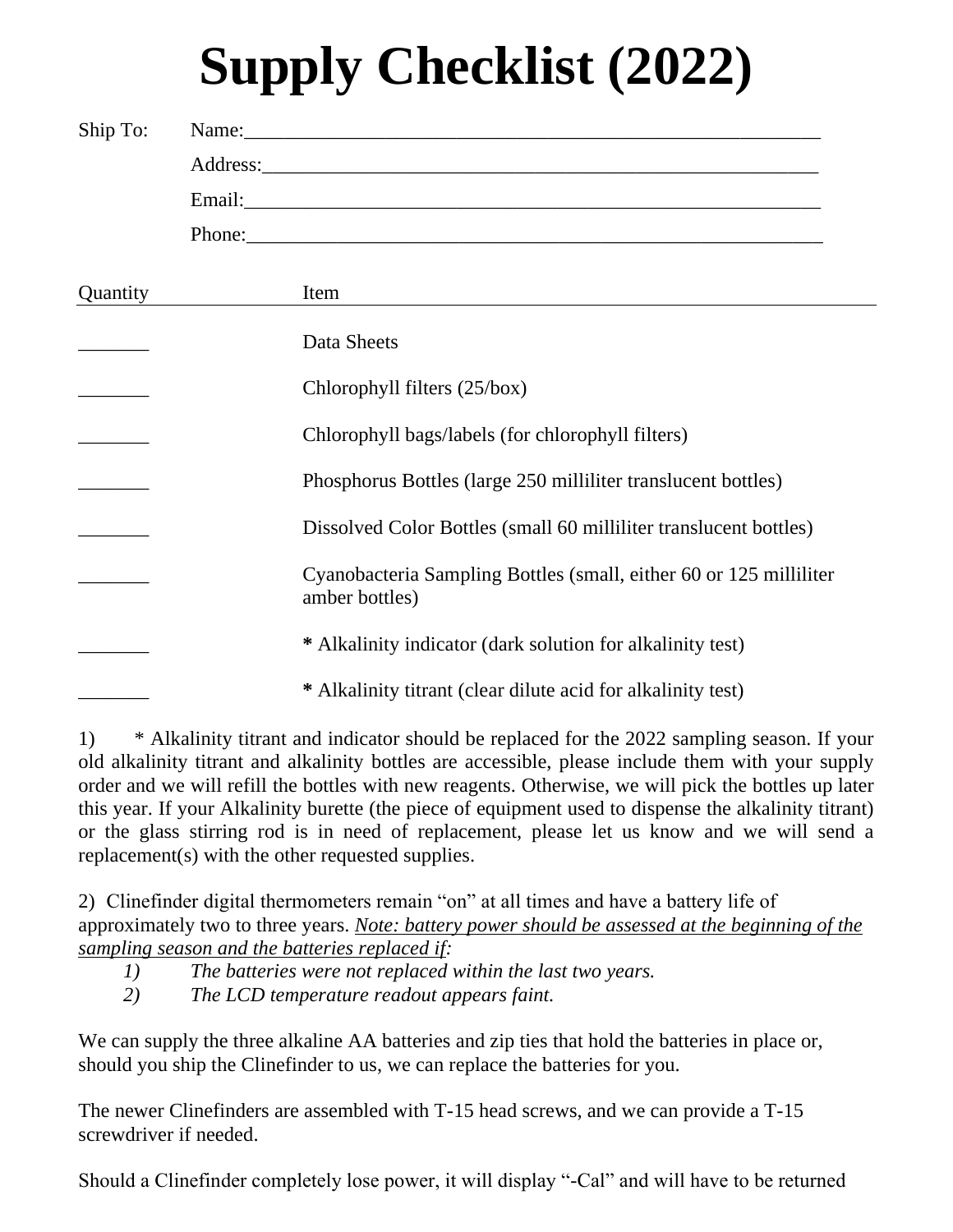# Supply Checklist (2022)

Ship To:

Name:\_\_\_\_\_\_\_\_\_\_\_\_\_\_\_\_\_\_\_\_\_\_\_\_\_\_\_\_\_\_\_\_\_\_\_\_\_\_\_\_\_\_\_\_\_\_\_\_\_\_\_\_\_\_\_\_

Address:\_\_\_\_\_\_\_\_\_\_\_\_\_\_\_\_\_\_\_\_\_\_\_\_\_\_\_\_\_\_\_\_\_\_\_\_\_\_\_\_\_\_\_\_\_\_\_\_\_\_\_\_\_\_\_\_

Email:\_\_\_\_\_\_\_\_\_\_\_\_\_\_\_\_\_\_\_\_\_\_\_\_\_\_\_\_\_\_\_\_\_\_\_\_\_\_\_\_\_\_\_\_\_\_\_\_\_\_\_\_\_\_\_\_

Phone:\_\_\_\_\_\_\_\_\_\_\_\_\_\_\_\_\_\_\_\_\_\_\_\_\_\_\_\_\_\_\_\_\_\_\_\_\_\_\_\_\_\_\_\_\_\_\_\_\_\_\_\_\_\_\_\_

| Quantity | Item |
|---|---|
| _______ | Data Sheets |
| _______ | Chlorophyll filters (25/box) |
| _______ | Chlorophyll bags/labels (for chlorophyll filters) |
| _______ | Phosphorus Bottles (large 250 milliliter translucent bottles) |
| _______ | Dissolved Color Bottles (small 60 milliliter translucent bottles) |
| _______ | Cyanobacteria Sampling Bottles (small, either 60 or 125 milliliter amber bottles) |
| _______ | **\*** Alkalinity indicator (dark solution for alkalinity test) |
| _______ | **\*** Alkalinity titrant (clear dilute acid for alkalinity test) |

1) * Alkalinity titrant and indicator should be replaced for the 2022 sampling season. If your old alkalinity titrant and alkalinity bottles are accessible, please include them with your supply order and we will refill the bottles with new reagents. Otherwise, we will pick the bottles up later this year. If your Alkalinity burette (the piece of equipment used to dispense the alkalinity titrant) or the glass stirring rod is in need of replacement, please let us know and we will send a replacement(s) with the other requested supplies.

2) Clinefinder digital thermometers remain "on" at all times and have a battery life of approximately two to three years. *Note: battery power should be assessed at the beginning of the sampling season and the batteries replaced if:*

1) *The batteries were not replaced within the last two years.*
2) *The LCD temperature readout appears faint.*

We can supply the three alkaline AA batteries and zip ties that hold the batteries in place or, should you ship the Clinefinder to us, we can replace the batteries for you.

The newer Clinefinders are assembled with T-15 head screws, and we can provide a T-15 screwdriver if needed.

Should a Clinefinder completely lose power, it will display "-Cal" and will have to be returned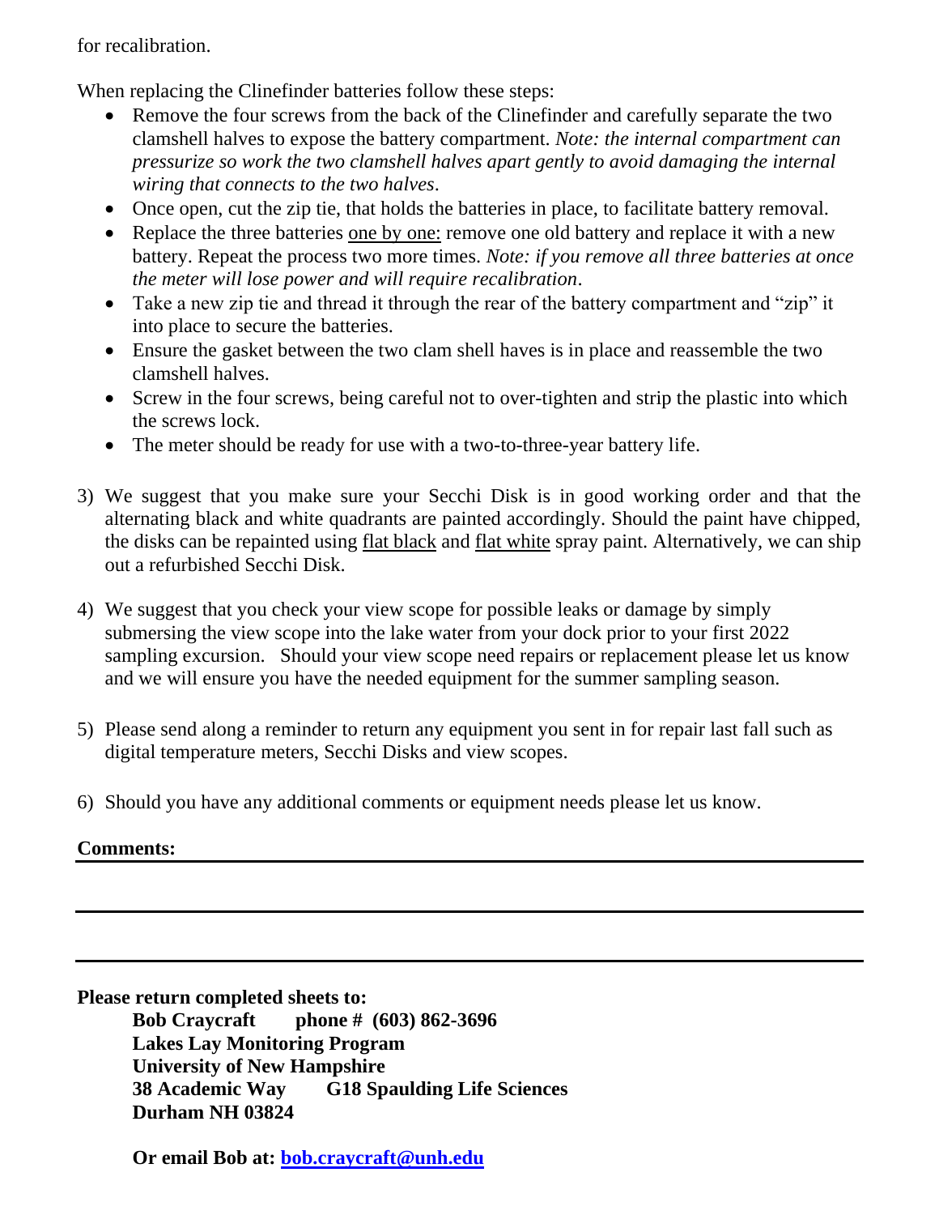for recalibration.

When replacing the Clinefinder batteries follow these steps:

- Remove the four screws from the back of the Clinefinder and carefully separate the two clamshell halves to expose the battery compartment. *Note: the internal compartment can pressurize so work the two clamshell halves apart gently to avoid damaging the internal wiring that connects to the two halves*.
- Once open, cut the zip tie, that holds the batteries in place, to facilitate battery removal.
- Replace the three batteries <u>one by one:</u> remove one old battery and replace it with a new battery. Repeat the process two more times. *Note: if you remove all three batteries at once the meter will lose power and will require recalibration*.
- Take a new zip tie and thread it through the rear of the battery compartment and "zip" it into place to secure the batteries.
- Ensure the gasket between the two clam shell haves is in place and reassemble the two clamshell halves.
- Screw in the four screws, being careful not to over-tighten and strip the plastic into which the screws lock.
- The meter should be ready for use with a two-to-three-year battery life.

3) We suggest that you make sure your Secchi Disk is in good working order and that the alternating black and white quadrants are painted accordingly. Should the paint have chipped, the disks can be repainted using <u>flat black</u> and <u>flat white</u> spray paint. Alternatively, we can ship out a refurbished Secchi Disk.

4) We suggest that you check your view scope for possible leaks or damage by simply submersing the view scope into the lake water from your dock prior to your first 2022 sampling excursion. Should your view scope need repairs or replacement please let us know and we will ensure you have the needed equipment for the summer sampling season.

5) Please send along a reminder to return any equipment you sent in for repair last fall such as digital temperature meters, Secchi Disks and view scopes.

6) Should you have any additional comments or equipment needs please let us know.

**Comments:**

---

---

---

**Please return completed sheets to:**

**Bob Craycraft phone # (603) 862-3696**
**Lakes Lay Monitoring Program**
**University of New Hampshire**
**38 Academic Way G18 Spaulding Life Sciences**
**Durham NH 03824**

**Or email Bob at: bob.craycraft@unh.edu**